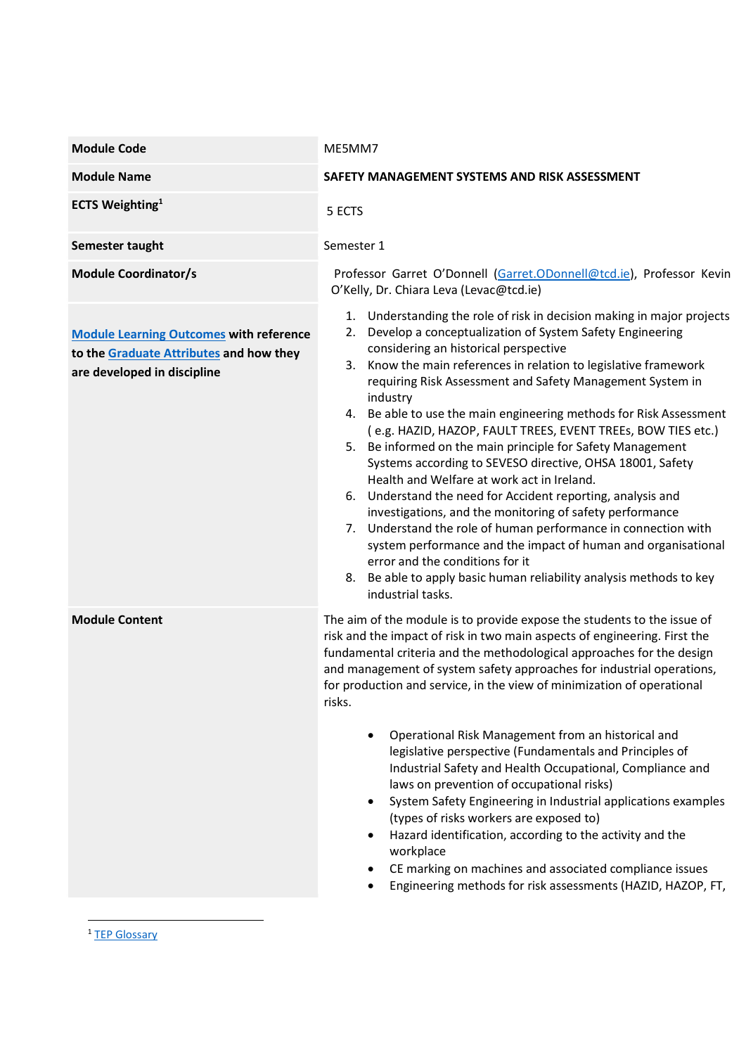| **Module Code** | ME5MM7 |
|---|---|
| **Module Name** | **SAFETY MANAGEMENT SYSTEMS AND RISK ASSESSMENT** |
| **ECTS Weighting**[1] | 5 ECTS |
| **Semester taught** | Semester 1 |
| **Module Coordinator/s** | Professor Garret O'Donnell (Garret.ODonnell@tcd.ie), Professor Kevin O'Kelly, Dr. Chiara Leva (Levac@tcd.ie) |
| **Module Learning Outcomes with reference to the Graduate Attributes and how they are developed in discipline** | 1. Understanding the role of risk in decision making in major projects<br>2. Develop a conceptualization of System Safety Engineering considering an historical perspective<br>3. Know the main references in relation to legislative framework requiring Risk Assessment and Safety Management System in industry<br>4. Be able to use the main engineering methods for Risk Assessment ( e.g. HAZID, HAZOP, FAULT TREES, EVENT TREEs, BOW TIES etc.)<br>5. Be informed on the main principle for Safety Management Systems according to SEVESO directive, OHSA 18001, Safety Health and Welfare at work act in Ireland.<br>6. Understand the need for Accident reporting, analysis and investigations, and the monitoring of safety performance<br>7. Understand the role of human performance in connection with system performance and the impact of human and organisational error and the conditions for it<br>8. Be able to apply basic human reliability analysis methods to key industrial tasks. |
| **Module Content** | The aim of the module is to provide expose the students to the issue of risk and the impact of risk in two main aspects of engineering. First the fundamental criteria and the methodological approaches for the design and management of system safety approaches for industrial operations, for production and service, in the view of minimization of operational risks.<br><br>• Operational Risk Management from an historical and legislative perspective (Fundamentals and Principles of Industrial Safety and Health Occupational, Compliance and laws on prevention of occupational risks)<br>• System Safety Engineering in Industrial applications examples (types of risks workers are exposed to)<br>• Hazard identification, according to the activity and the workplace<br>• CE marking on machines and associated compliance issues<br>• Engineering methods for risk assessments (HAZID, HAZOP, FT, |

[1] TEP Glossary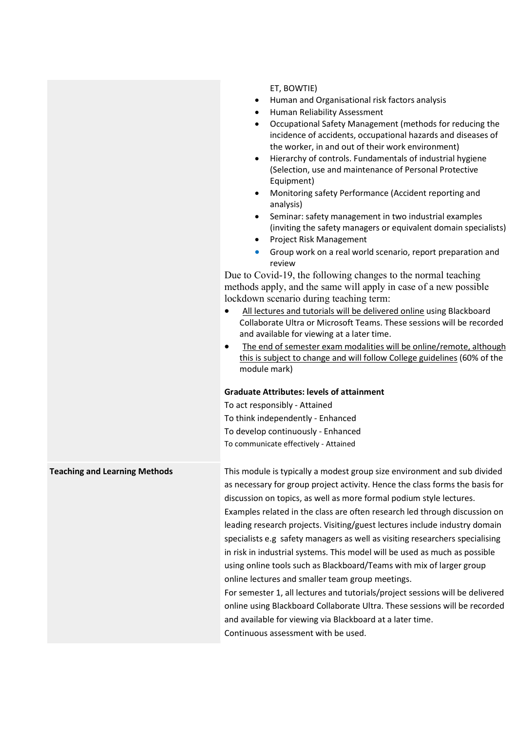|  |  |
| --- | --- |
|  | ET, BOWTIE)<br>• Human and Organisational risk factors analysis<br>• Human Reliability Assessment<br>• Occupational Safety Management (methods for reducing the incidence of accidents, occupational hazards and diseases of the worker, in and out of their work environment)<br>• Hierarchy of controls. Fundamentals of industrial hygiene (Selection, use and maintenance of Personal Protective Equipment)<br>• Monitoring safety Performance (Accident reporting and analysis)<br>• Seminar: safety management in two industrial examples (inviting the safety managers or equivalent domain specialists)<br>• Project Risk Management<br>• Group work on a real world scenario, report preparation and review<br>Due to Covid-19, the following changes to the normal teaching methods apply, and the same will apply in case of a new possible lockdown scenario during teaching term:<br>• All lectures and tutorials will be delivered online using Blackboard Collaborate Ultra or Microsoft Teams. These sessions will be recorded and available for viewing at a later time.<br>• The end of semester exam modalities will be online/remote, although this is subject to change and will follow College guidelines (60% of the module mark)<br><br>**Graduate Attributes: levels of attainment**<br>To act responsibly - Attained<br>To think independently - Enhanced<br>To develop continuously - Enhanced<br>To communicate effectively - Attained |
| **Teaching and Learning Methods** | This module is typically a modest group size environment and sub divided as necessary for group project activity. Hence the class forms the basis for discussion on topics, as well as more formal podium style lectures. Examples related in the class are often research led through discussion on leading research projects. Visiting/guest lectures include industry domain specialists e.g safety managers as well as visiting researchers specialising in risk in industrial systems. This model will be used as much as possible using online tools such as Blackboard/Teams with mix of larger group online lectures and smaller team group meetings.<br>For semester 1, all lectures and tutorials/project sessions will be delivered online using Blackboard Collaborate Ultra. These sessions will be recorded and available for viewing via Blackboard at a later time.<br>Continuous assessment with be used. |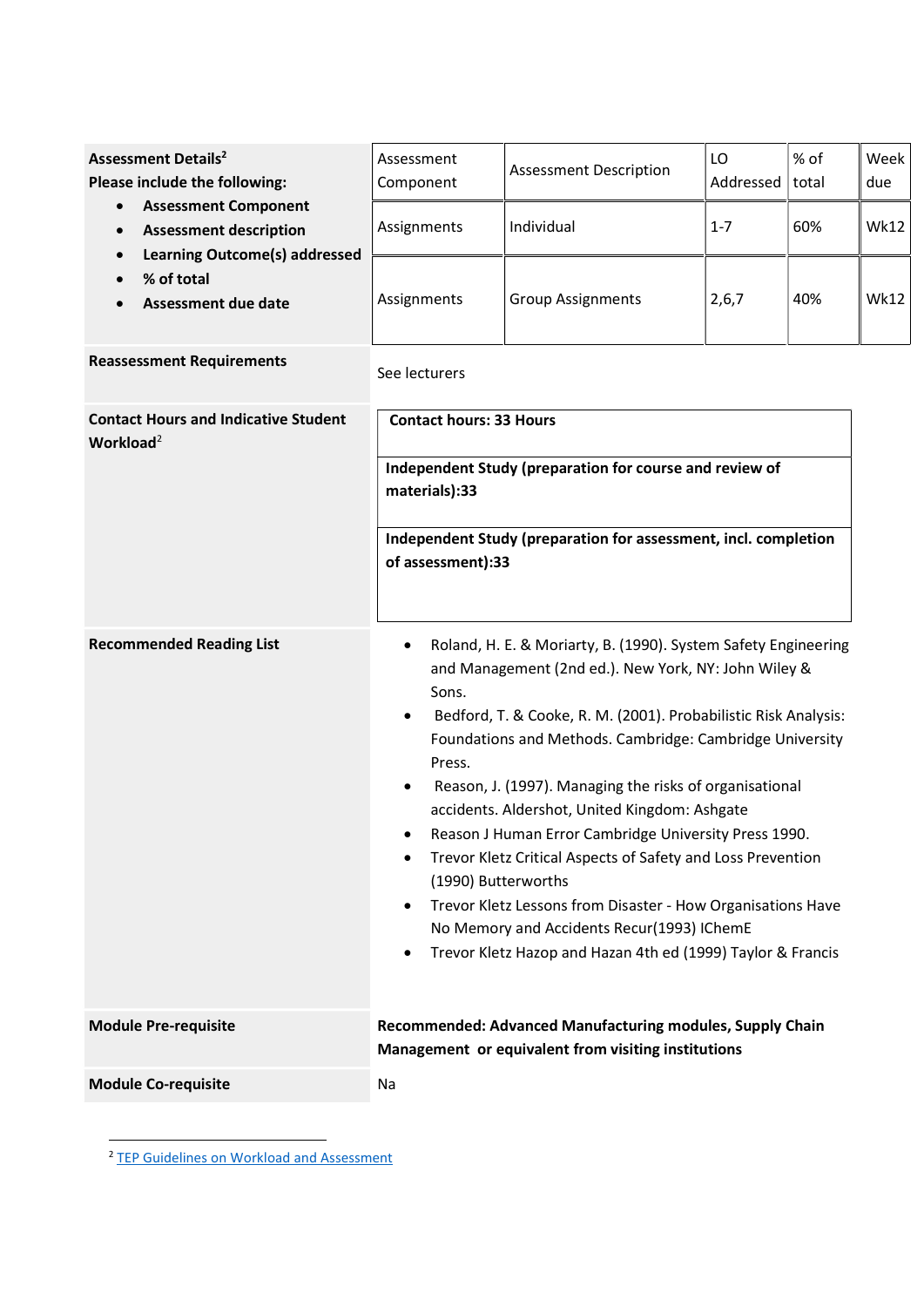| | | | | | |
|---|---|---|---|---|---|
| **Assessment Details**[2]<br>**Please include the following:**<br>• **Assessment Component**<br>• **Assessment description**<br>• **Learning Outcome(s) addressed**<br>• **% of total**<br>• **Assessment due date** | Assessment Component | Assessment Description | LO Addressed | % of total | Week due |
| | Assignments | Individual | 1-7 | 60% | Wk12 |
| | Assignments | Group Assignments | 2,6,7 | 40% | Wk12 |
| **Reassessment Requirements** | See lecturers | | | | |
| **Contact Hours and Indicative Student Workload**[2] | **Contact hours: 33 Hours**<br>**Independent Study (preparation for course and review of materials):33**<br>**Independent Study (preparation for assessment, incl. completion of assessment):33** | | | | |
| **Recommended Reading List** | • Roland, H. E. & Moriarty, B. (1990). System Safety Engineering and Management (2nd ed.). New York, NY: John Wiley & Sons.<br>• Bedford, T. & Cooke, R. M. (2001). Probabilistic Risk Analysis: Foundations and Methods. Cambridge: Cambridge University Press.<br>• Reason, J. (1997). Managing the risks of organisational accidents. Aldershot, United Kingdom: Ashgate<br>• Reason J Human Error Cambridge University Press 1990.<br>• Trevor Kletz Critical Aspects of Safety and Loss Prevention (1990) Butterworths<br>• Trevor Kletz Lessons from Disaster - How Organisations Have No Memory and Accidents Recur(1993) IChemE<br>• Trevor Kletz Hazop and Hazan 4th ed (1999) Taylor & Francis | | | | |
| **Module Pre-requisite** | **Recommended: Advanced Manufacturing modules, Supply Chain Management or equivalent from visiting institutions** | | | | |
| **Module Co-requisite** | Na | | | | |

[2] TEP Guidelines on Workload and Assessment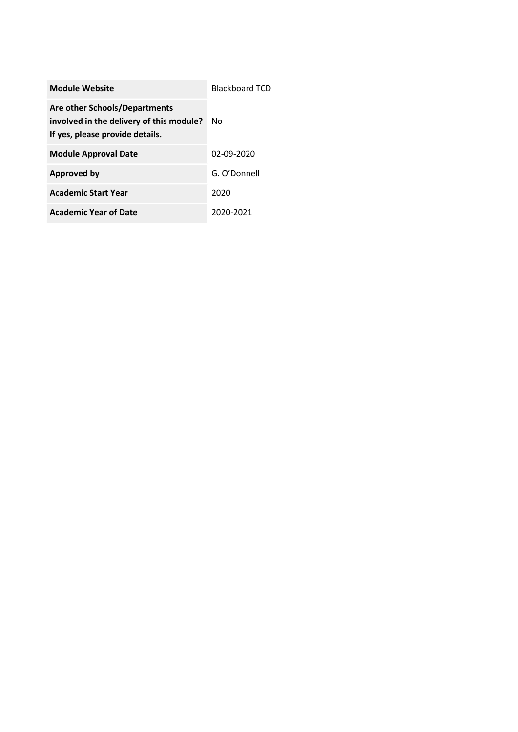| | |
|---|---|
| **Module Website** | Blackboard TCD |
| **Are other Schools/Departments involved in the delivery of this module? If yes, please provide details.** | No |
| **Module Approval Date** | 02-09-2020 |
| **Approved by** | G. O'Donnell |
| **Academic Start Year** | 2020 |
| **Academic Year of Date** | 2020-2021 |